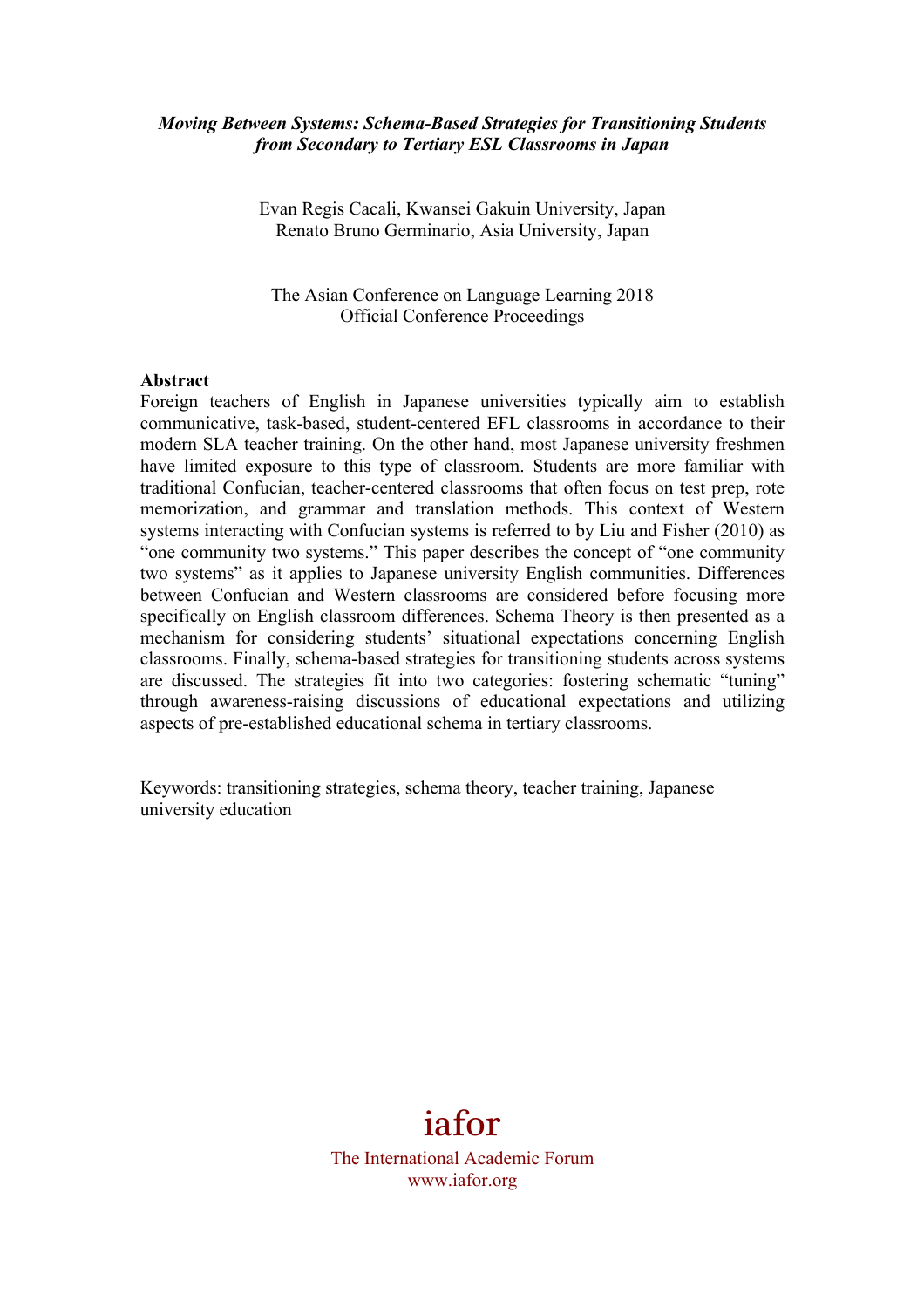***Moving Between Systems: Schema-Based Strategies for Transitioning Students from Secondary to Tertiary ESL Classrooms in Japan***

Evan Regis Cacali, Kwansei Gakuin University, Japan
Renato Bruno Germinario, Asia University, Japan

The Asian Conference on Language Learning 2018
Official Conference Proceedings

**Abstract**

Foreign teachers of English in Japanese universities typically aim to establish communicative, task-based, student-centered EFL classrooms in accordance to their modern SLA teacher training. On the other hand, most Japanese university freshmen have limited exposure to this type of classroom. Students are more familiar with traditional Confucian, teacher-centered classrooms that often focus on test prep, rote memorization, and grammar and translation methods. This context of Western systems interacting with Confucian systems is referred to by Liu and Fisher (2010) as "one community two systems." This paper describes the concept of "one community two systems" as it applies to Japanese university English communities. Differences between Confucian and Western classrooms are considered before focusing more specifically on English classroom differences. Schema Theory is then presented as a mechanism for considering students' situational expectations concerning English classrooms. Finally, schema-based strategies for transitioning students across systems are discussed. The strategies fit into two categories: fostering schematic "tuning" through awareness-raising discussions of educational expectations and utilizing aspects of pre-established educational schema in tertiary classrooms.

Keywords: transitioning strategies, schema theory, teacher training, Japanese university education

iafor
The International Academic Forum
www.iafor.org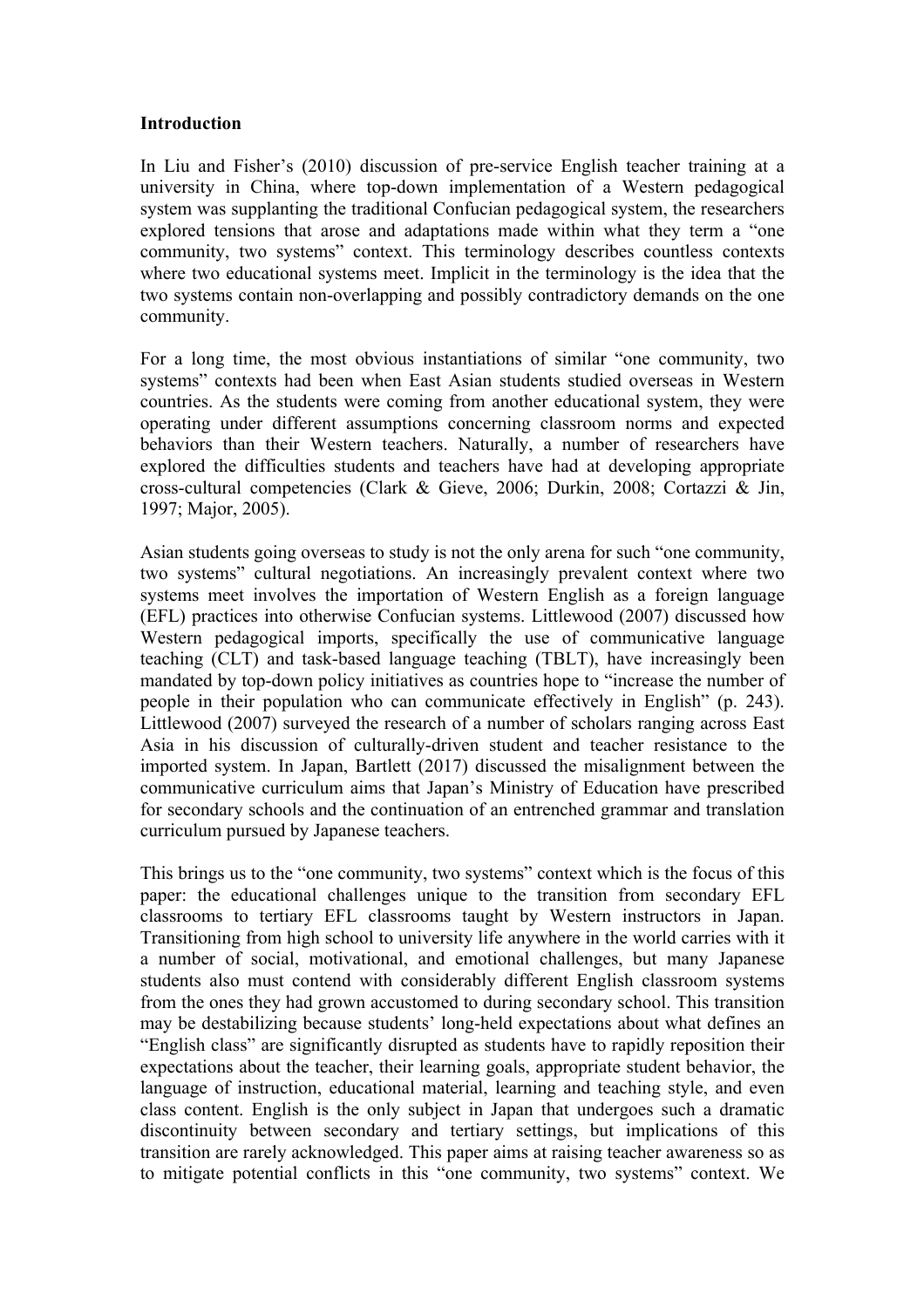**Introduction**

In Liu and Fisher's (2010) discussion of pre-service English teacher training at a university in China, where top-down implementation of a Western pedagogical system was supplanting the traditional Confucian pedagogical system, the researchers explored tensions that arose and adaptations made within what they term a "one community, two systems" context. This terminology describes countless contexts where two educational systems meet. Implicit in the terminology is the idea that the two systems contain non-overlapping and possibly contradictory demands on the one community.

For a long time, the most obvious instantiations of similar "one community, two systems" contexts had been when East Asian students studied overseas in Western countries. As the students were coming from another educational system, they were operating under different assumptions concerning classroom norms and expected behaviors than their Western teachers. Naturally, a number of researchers have explored the difficulties students and teachers have had at developing appropriate cross-cultural competencies (Clark & Gieve, 2006; Durkin, 2008; Cortazzi & Jin, 1997; Major, 2005).

Asian students going overseas to study is not the only arena for such "one community, two systems" cultural negotiations. An increasingly prevalent context where two systems meet involves the importation of Western English as a foreign language (EFL) practices into otherwise Confucian systems. Littlewood (2007) discussed how Western pedagogical imports, specifically the use of communicative language teaching (CLT) and task-based language teaching (TBLT), have increasingly been mandated by top-down policy initiatives as countries hope to "increase the number of people in their population who can communicate effectively in English" (p. 243). Littlewood (2007) surveyed the research of a number of scholars ranging across East Asia in his discussion of culturally-driven student and teacher resistance to the imported system. In Japan, Bartlett (2017) discussed the misalignment between the communicative curriculum aims that Japan's Ministry of Education have prescribed for secondary schools and the continuation of an entrenched grammar and translation curriculum pursued by Japanese teachers.

This brings us to the "one community, two systems" context which is the focus of this paper: the educational challenges unique to the transition from secondary EFL classrooms to tertiary EFL classrooms taught by Western instructors in Japan. Transitioning from high school to university life anywhere in the world carries with it a number of social, motivational, and emotional challenges, but many Japanese students also must contend with considerably different English classroom systems from the ones they had grown accustomed to during secondary school. This transition may be destabilizing because students' long-held expectations about what defines an "English class" are significantly disrupted as students have to rapidly reposition their expectations about the teacher, their learning goals, appropriate student behavior, the language of instruction, educational material, learning and teaching style, and even class content. English is the only subject in Japan that undergoes such a dramatic discontinuity between secondary and tertiary settings, but implications of this transition are rarely acknowledged. This paper aims at raising teacher awareness so as to mitigate potential conflicts in this "one community, two systems" context. We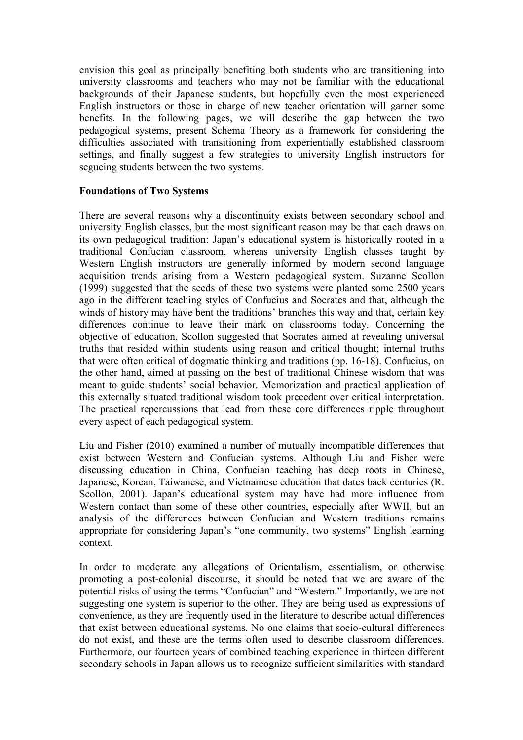envision this goal as principally benefiting both students who are transitioning into university classrooms and teachers who may not be familiar with the educational backgrounds of their Japanese students, but hopefully even the most experienced English instructors or those in charge of new teacher orientation will garner some benefits. In the following pages, we will describe the gap between the two pedagogical systems, present Schema Theory as a framework for considering the difficulties associated with transitioning from experientially established classroom settings, and finally suggest a few strategies to university English instructors for segueing students between the two systems.

**Foundations of Two Systems**

There are several reasons why a discontinuity exists between secondary school and university English classes, but the most significant reason may be that each draws on its own pedagogical tradition: Japan's educational system is historically rooted in a traditional Confucian classroom, whereas university English classes taught by Western English instructors are generally informed by modern second language acquisition trends arising from a Western pedagogical system. Suzanne Scollon (1999) suggested that the seeds of these two systems were planted some 2500 years ago in the different teaching styles of Confucius and Socrates and that, although the winds of history may have bent the traditions' branches this way and that, certain key differences continue to leave their mark on classrooms today. Concerning the objective of education, Scollon suggested that Socrates aimed at revealing universal truths that resided within students using reason and critical thought; internal truths that were often critical of dogmatic thinking and traditions (pp. 16-18). Confucius, on the other hand, aimed at passing on the best of traditional Chinese wisdom that was meant to guide students' social behavior. Memorization and practical application of this externally situated traditional wisdom took precedent over critical interpretation. The practical repercussions that lead from these core differences ripple throughout every aspect of each pedagogical system.

Liu and Fisher (2010) examined a number of mutually incompatible differences that exist between Western and Confucian systems. Although Liu and Fisher were discussing education in China, Confucian teaching has deep roots in Chinese, Japanese, Korean, Taiwanese, and Vietnamese education that dates back centuries (R. Scollon, 2001). Japan's educational system may have had more influence from Western contact than some of these other countries, especially after WWII, but an analysis of the differences between Confucian and Western traditions remains appropriate for considering Japan's "one community, two systems" English learning context.

In order to moderate any allegations of Orientalism, essentialism, or otherwise promoting a post-colonial discourse, it should be noted that we are aware of the potential risks of using the terms "Confucian" and "Western." Importantly, we are not suggesting one system is superior to the other. They are being used as expressions of convenience, as they are frequently used in the literature to describe actual differences that exist between educational systems. No one claims that socio-cultural differences do not exist, and these are the terms often used to describe classroom differences. Furthermore, our fourteen years of combined teaching experience in thirteen different secondary schools in Japan allows us to recognize sufficient similarities with standard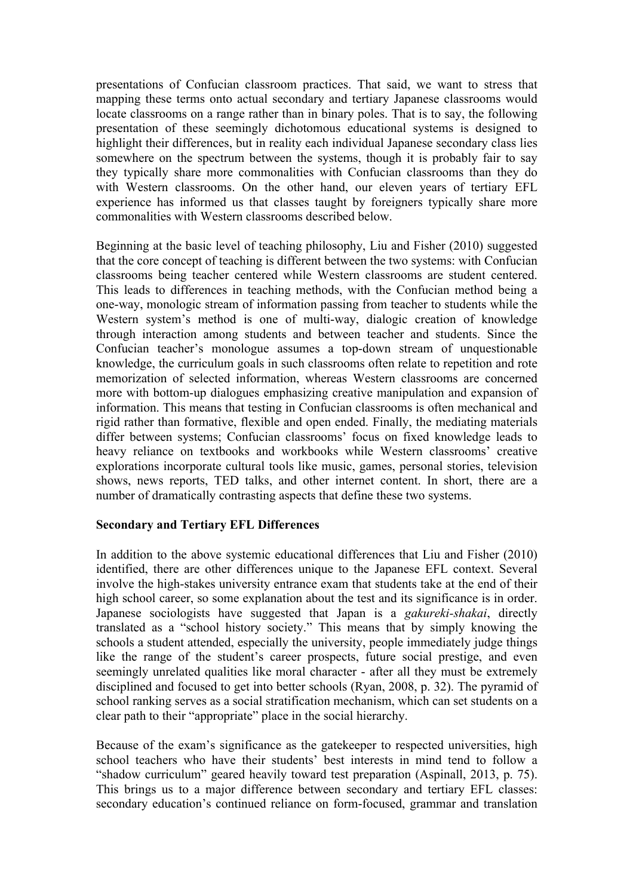presentations of Confucian classroom practices. That said, we want to stress that mapping these terms onto actual secondary and tertiary Japanese classrooms would locate classrooms on a range rather than in binary poles. That is to say, the following presentation of these seemingly dichotomous educational systems is designed to highlight their differences, but in reality each individual Japanese secondary class lies somewhere on the spectrum between the systems, though it is probably fair to say they typically share more commonalities with Confucian classrooms than they do with Western classrooms. On the other hand, our eleven years of tertiary EFL experience has informed us that classes taught by foreigners typically share more commonalities with Western classrooms described below.

Beginning at the basic level of teaching philosophy, Liu and Fisher (2010) suggested that the core concept of teaching is different between the two systems: with Confucian classrooms being teacher centered while Western classrooms are student centered. This leads to differences in teaching methods, with the Confucian method being a one-way, monologic stream of information passing from teacher to students while the Western system's method is one of multi-way, dialogic creation of knowledge through interaction among students and between teacher and students. Since the Confucian teacher's monologue assumes a top-down stream of unquestionable knowledge, the curriculum goals in such classrooms often relate to repetition and rote memorization of selected information, whereas Western classrooms are concerned more with bottom-up dialogues emphasizing creative manipulation and expansion of information. This means that testing in Confucian classrooms is often mechanical and rigid rather than formative, flexible and open ended. Finally, the mediating materials differ between systems; Confucian classrooms' focus on fixed knowledge leads to heavy reliance on textbooks and workbooks while Western classrooms' creative explorations incorporate cultural tools like music, games, personal stories, television shows, news reports, TED talks, and other internet content. In short, there are a number of dramatically contrasting aspects that define these two systems.

## Secondary and Tertiary EFL Differences

In addition to the above systemic educational differences that Liu and Fisher (2010) identified, there are other differences unique to the Japanese EFL context. Several involve the high-stakes university entrance exam that students take at the end of their high school career, so some explanation about the test and its significance is in order. Japanese sociologists have suggested that Japan is a *gakureki-shakai*, directly translated as a "school history society." This means that by simply knowing the schools a student attended, especially the university, people immediately judge things like the range of the student's career prospects, future social prestige, and even seemingly unrelated qualities like moral character - after all they must be extremely disciplined and focused to get into better schools (Ryan, 2008, p. 32). The pyramid of school ranking serves as a social stratification mechanism, which can set students on a clear path to their "appropriate" place in the social hierarchy.

Because of the exam's significance as the gatekeeper to respected universities, high school teachers who have their students' best interests in mind tend to follow a "shadow curriculum" geared heavily toward test preparation (Aspinall, 2013, p. 75). This brings us to a major difference between secondary and tertiary EFL classes: secondary education's continued reliance on form-focused, grammar and translation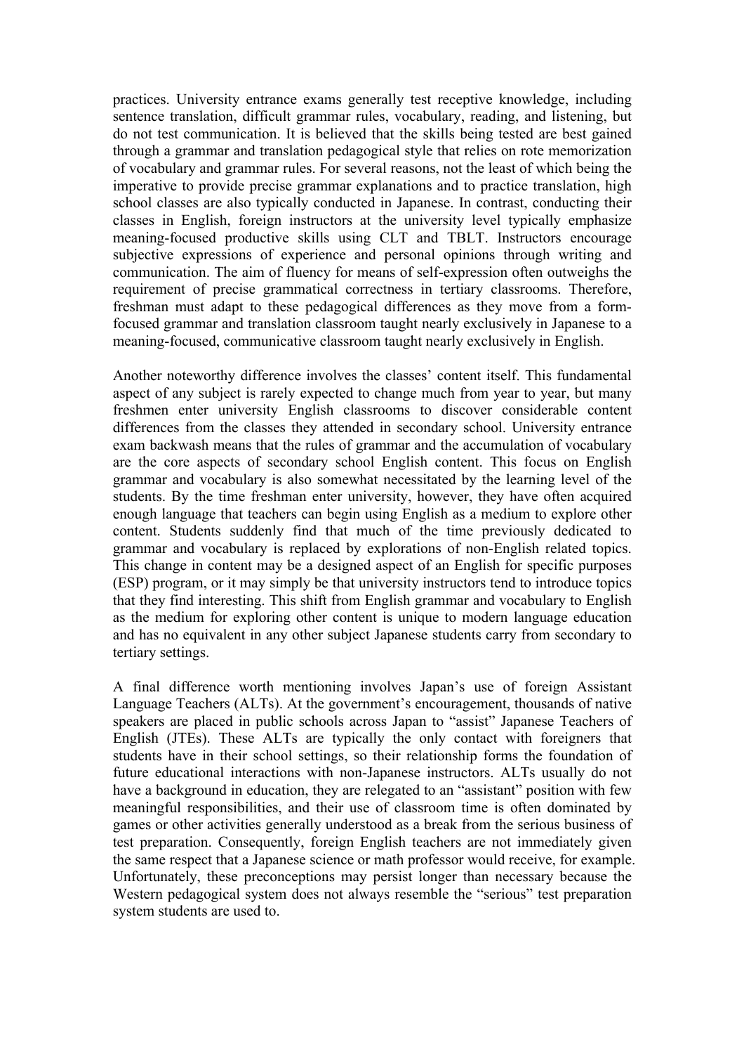practices. University entrance exams generally test receptive knowledge, including sentence translation, difficult grammar rules, vocabulary, reading, and listening, but do not test communication. It is believed that the skills being tested are best gained through a grammar and translation pedagogical style that relies on rote memorization of vocabulary and grammar rules. For several reasons, not the least of which being the imperative to provide precise grammar explanations and to practice translation, high school classes are also typically conducted in Japanese. In contrast, conducting their classes in English, foreign instructors at the university level typically emphasize meaning-focused productive skills using CLT and TBLT. Instructors encourage subjective expressions of experience and personal opinions through writing and communication. The aim of fluency for means of self-expression often outweighs the requirement of precise grammatical correctness in tertiary classrooms. Therefore, freshman must adapt to these pedagogical differences as they move from a form-focused grammar and translation classroom taught nearly exclusively in Japanese to a meaning-focused, communicative classroom taught nearly exclusively in English.

Another noteworthy difference involves the classes' content itself. This fundamental aspect of any subject is rarely expected to change much from year to year, but many freshmen enter university English classrooms to discover considerable content differences from the classes they attended in secondary school. University entrance exam backwash means that the rules of grammar and the accumulation of vocabulary are the core aspects of secondary school English content. This focus on English grammar and vocabulary is also somewhat necessitated by the learning level of the students. By the time freshman enter university, however, they have often acquired enough language that teachers can begin using English as a medium to explore other content. Students suddenly find that much of the time previously dedicated to grammar and vocabulary is replaced by explorations of non-English related topics. This change in content may be a designed aspect of an English for specific purposes (ESP) program, or it may simply be that university instructors tend to introduce topics that they find interesting. This shift from English grammar and vocabulary to English as the medium for exploring other content is unique to modern language education and has no equivalent in any other subject Japanese students carry from secondary to tertiary settings.

A final difference worth mentioning involves Japan's use of foreign Assistant Language Teachers (ALTs). At the government's encouragement, thousands of native speakers are placed in public schools across Japan to "assist" Japanese Teachers of English (JTEs). These ALTs are typically the only contact with foreigners that students have in their school settings, so their relationship forms the foundation of future educational interactions with non-Japanese instructors. ALTs usually do not have a background in education, they are relegated to an "assistant" position with few meaningful responsibilities, and their use of classroom time is often dominated by games or other activities generally understood as a break from the serious business of test preparation. Consequently, foreign English teachers are not immediately given the same respect that a Japanese science or math professor would receive, for example. Unfortunately, these preconceptions may persist longer than necessary because the Western pedagogical system does not always resemble the "serious" test preparation system students are used to.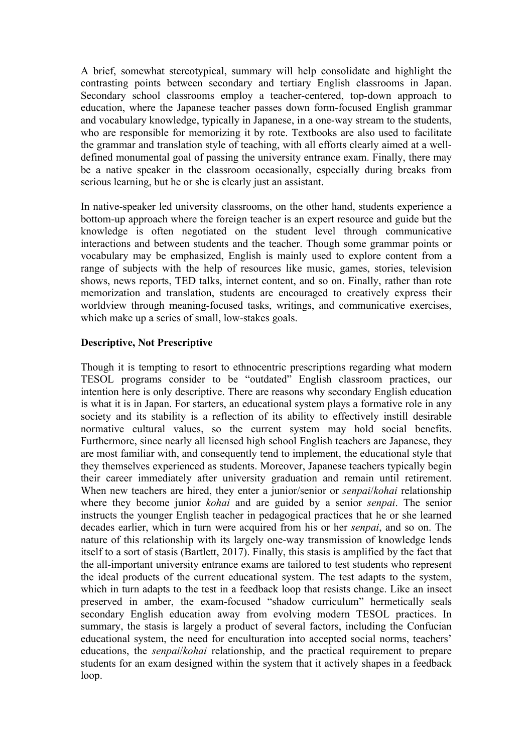A brief, somewhat stereotypical, summary will help consolidate and highlight the contrasting points between secondary and tertiary English classrooms in Japan. Secondary school classrooms employ a teacher-centered, top-down approach to education, where the Japanese teacher passes down form-focused English grammar and vocabulary knowledge, typically in Japanese, in a one-way stream to the students, who are responsible for memorizing it by rote. Textbooks are also used to facilitate the grammar and translation style of teaching, with all efforts clearly aimed at a well-defined monumental goal of passing the university entrance exam. Finally, there may be a native speaker in the classroom occasionally, especially during breaks from serious learning, but he or she is clearly just an assistant.

In native-speaker led university classrooms, on the other hand, students experience a bottom-up approach where the foreign teacher is an expert resource and guide but the knowledge is often negotiated on the student level through communicative interactions and between students and the teacher. Though some grammar points or vocabulary may be emphasized, English is mainly used to explore content from a range of subjects with the help of resources like music, games, stories, television shows, news reports, TED talks, internet content, and so on. Finally, rather than rote memorization and translation, students are encouraged to creatively express their worldview through meaning-focused tasks, writings, and communicative exercises, which make up a series of small, low-stakes goals.

**Descriptive, Not Prescriptive**

Though it is tempting to resort to ethnocentric prescriptions regarding what modern TESOL programs consider to be "outdated" English classroom practices, our intention here is only descriptive. There are reasons why secondary English education is what it is in Japan. For starters, an educational system plays a formative role in any society and its stability is a reflection of its ability to effectively instill desirable normative cultural values, so the current system may hold social benefits. Furthermore, since nearly all licensed high school English teachers are Japanese, they are most familiar with, and consequently tend to implement, the educational style that they themselves experienced as students. Moreover, Japanese teachers typically begin their career immediately after university graduation and remain until retirement. When new teachers are hired, they enter a junior/senior or *senpai*/*kohai* relationship where they become junior *kohai* and are guided by a senior *senpai*. The senior instructs the younger English teacher in pedagogical practices that he or she learned decades earlier, which in turn were acquired from his or her *senpai*, and so on. The nature of this relationship with its largely one-way transmission of knowledge lends itself to a sort of stasis (Bartlett, 2017). Finally, this stasis is amplified by the fact that the all-important university entrance exams are tailored to test students who represent the ideal products of the current educational system. The test adapts to the system, which in turn adapts to the test in a feedback loop that resists change. Like an insect preserved in amber, the exam-focused "shadow curriculum" hermetically seals secondary English education away from evolving modern TESOL practices. In summary, the stasis is largely a product of several factors, including the Confucian educational system, the need for enculturation into accepted social norms, teachers' educations, the *senpai*/*kohai* relationship, and the practical requirement to prepare students for an exam designed within the system that it actively shapes in a feedback loop.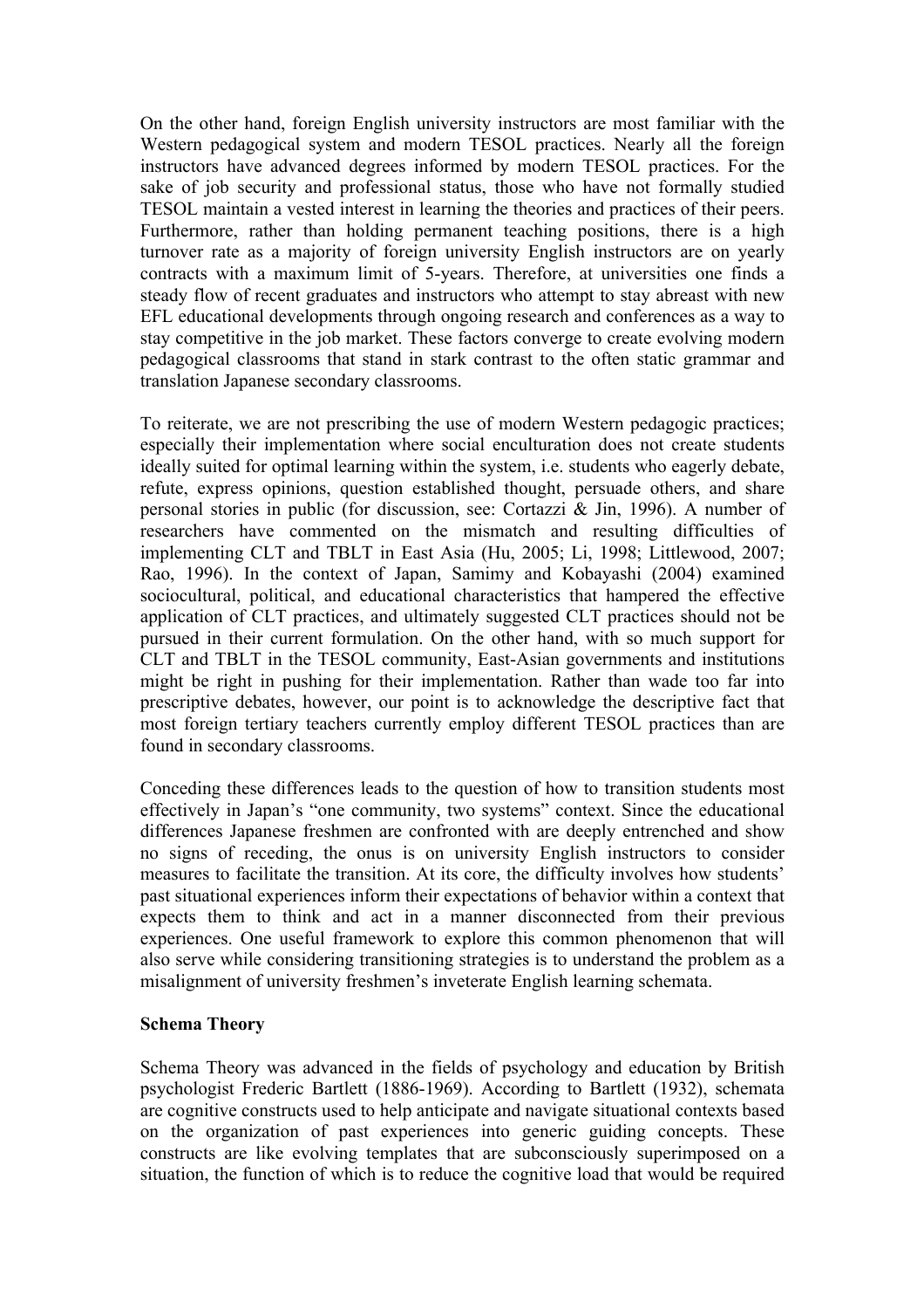On the other hand, foreign English university instructors are most familiar with the Western pedagogical system and modern TESOL practices. Nearly all the foreign instructors have advanced degrees informed by modern TESOL practices. For the sake of job security and professional status, those who have not formally studied TESOL maintain a vested interest in learning the theories and practices of their peers. Furthermore, rather than holding permanent teaching positions, there is a high turnover rate as a majority of foreign university English instructors are on yearly contracts with a maximum limit of 5-years. Therefore, at universities one finds a steady flow of recent graduates and instructors who attempt to stay abreast with new EFL educational developments through ongoing research and conferences as a way to stay competitive in the job market. These factors converge to create evolving modern pedagogical classrooms that stand in stark contrast to the often static grammar and translation Japanese secondary classrooms.

To reiterate, we are not prescribing the use of modern Western pedagogic practices; especially their implementation where social enculturation does not create students ideally suited for optimal learning within the system, i.e. students who eagerly debate, refute, express opinions, question established thought, persuade others, and share personal stories in public (for discussion, see: Cortazzi & Jin, 1996). A number of researchers have commented on the mismatch and resulting difficulties of implementing CLT and TBLT in East Asia (Hu, 2005; Li, 1998; Littlewood, 2007; Rao, 1996). In the context of Japan, Samimy and Kobayashi (2004) examined sociocultural, political, and educational characteristics that hampered the effective application of CLT practices, and ultimately suggested CLT practices should not be pursued in their current formulation. On the other hand, with so much support for CLT and TBLT in the TESOL community, East-Asian governments and institutions might be right in pushing for their implementation. Rather than wade too far into prescriptive debates, however, our point is to acknowledge the descriptive fact that most foreign tertiary teachers currently employ different TESOL practices than are found in secondary classrooms.

Conceding these differences leads to the question of how to transition students most effectively in Japan's "one community, two systems" context. Since the educational differences Japanese freshmen are confronted with are deeply entrenched and show no signs of receding, the onus is on university English instructors to consider measures to facilitate the transition. At its core, the difficulty involves how students' past situational experiences inform their expectations of behavior within a context that expects them to think and act in a manner disconnected from their previous experiences. One useful framework to explore this common phenomenon that will also serve while considering transitioning strategies is to understand the problem as a misalignment of university freshmen's inveterate English learning schemata.

**Schema Theory**

Schema Theory was advanced in the fields of psychology and education by British psychologist Frederic Bartlett (1886-1969). According to Bartlett (1932), schemata are cognitive constructs used to help anticipate and navigate situational contexts based on the organization of past experiences into generic guiding concepts. These constructs are like evolving templates that are subconsciously superimposed on a situation, the function of which is to reduce the cognitive load that would be required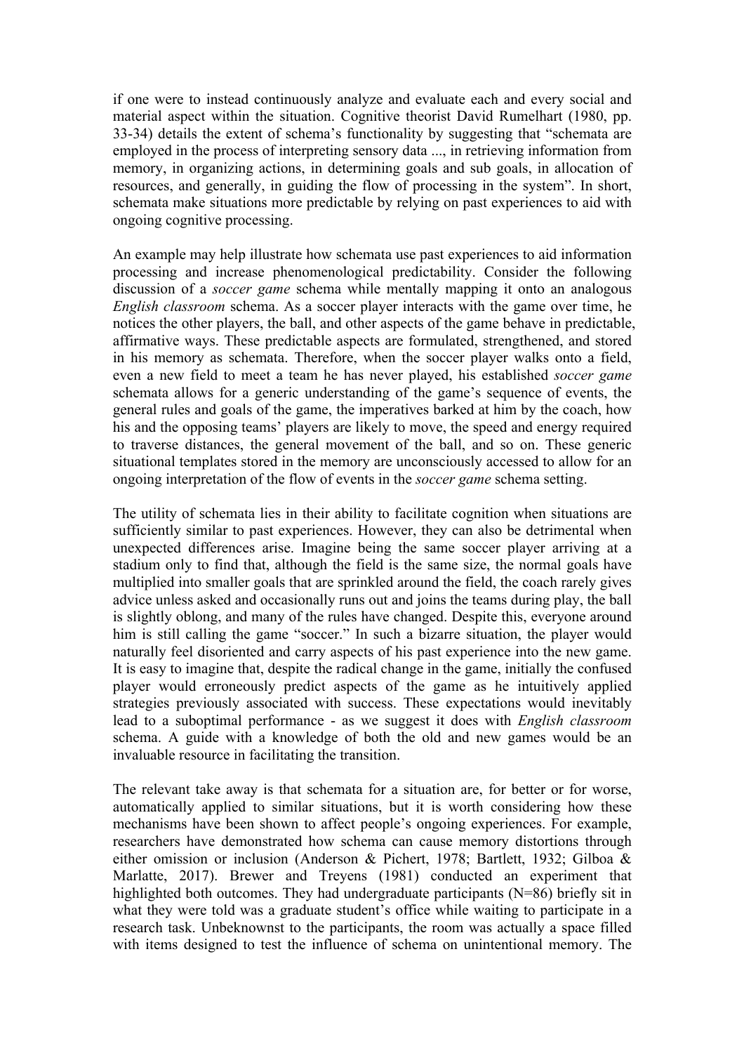if one were to instead continuously analyze and evaluate each and every social and material aspect within the situation. Cognitive theorist David Rumelhart (1980, pp. 33-34) details the extent of schema's functionality by suggesting that "schemata are employed in the process of interpreting sensory data ..., in retrieving information from memory, in organizing actions, in determining goals and sub goals, in allocation of resources, and generally, in guiding the flow of processing in the system". In short, schemata make situations more predictable by relying on past experiences to aid with ongoing cognitive processing.

An example may help illustrate how schemata use past experiences to aid information processing and increase phenomenological predictability. Consider the following discussion of a *soccer game* schema while mentally mapping it onto an analogous *English classroom* schema. As a soccer player interacts with the game over time, he notices the other players, the ball, and other aspects of the game behave in predictable, affirmative ways. These predictable aspects are formulated, strengthened, and stored in his memory as schemata. Therefore, when the soccer player walks onto a field, even a new field to meet a team he has never played, his established *soccer game* schemata allows for a generic understanding of the game's sequence of events, the general rules and goals of the game, the imperatives barked at him by the coach, how his and the opposing teams' players are likely to move, the speed and energy required to traverse distances, the general movement of the ball, and so on. These generic situational templates stored in the memory are unconsciously accessed to allow for an ongoing interpretation of the flow of events in the *soccer game* schema setting.

The utility of schemata lies in their ability to facilitate cognition when situations are sufficiently similar to past experiences. However, they can also be detrimental when unexpected differences arise. Imagine being the same soccer player arriving at a stadium only to find that, although the field is the same size, the normal goals have multiplied into smaller goals that are sprinkled around the field, the coach rarely gives advice unless asked and occasionally runs out and joins the teams during play, the ball is slightly oblong, and many of the rules have changed. Despite this, everyone around him is still calling the game "soccer." In such a bizarre situation, the player would naturally feel disoriented and carry aspects of his past experience into the new game. It is easy to imagine that, despite the radical change in the game, initially the confused player would erroneously predict aspects of the game as he intuitively applied strategies previously associated with success. These expectations would inevitably lead to a suboptimal performance - as we suggest it does with *English classroom* schema. A guide with a knowledge of both the old and new games would be an invaluable resource in facilitating the transition.

The relevant take away is that schemata for a situation are, for better or for worse, automatically applied to similar situations, but it is worth considering how these mechanisms have been shown to affect people's ongoing experiences. For example, researchers have demonstrated how schema can cause memory distortions through either omission or inclusion (Anderson & Pichert, 1978; Bartlett, 1932; Gilboa & Marlatte, 2017). Brewer and Treyens (1981) conducted an experiment that highlighted both outcomes. They had undergraduate participants (N=86) briefly sit in what they were told was a graduate student's office while waiting to participate in a research task. Unbeknownst to the participants, the room was actually a space filled with items designed to test the influence of schema on unintentional memory. The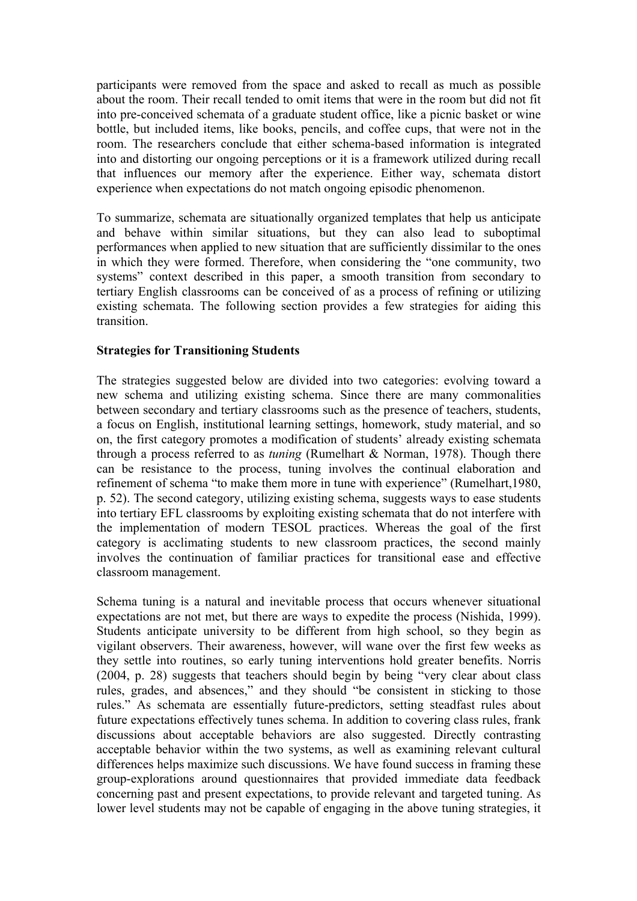participants were removed from the space and asked to recall as much as possible about the room. Their recall tended to omit items that were in the room but did not fit into pre-conceived schemata of a graduate student office, like a picnic basket or wine bottle, but included items, like books, pencils, and coffee cups, that were not in the room. The researchers conclude that either schema-based information is integrated into and distorting our ongoing perceptions or it is a framework utilized during recall that influences our memory after the experience. Either way, schemata distort experience when expectations do not match ongoing episodic phenomenon.

To summarize, schemata are situationally organized templates that help us anticipate and behave within similar situations, but they can also lead to suboptimal performances when applied to new situation that are sufficiently dissimilar to the ones in which they were formed. Therefore, when considering the "one community, two systems" context described in this paper, a smooth transition from secondary to tertiary English classrooms can be conceived of as a process of refining or utilizing existing schemata. The following section provides a few strategies for aiding this transition.

**Strategies for Transitioning Students**

The strategies suggested below are divided into two categories: evolving toward a new schema and utilizing existing schema. Since there are many commonalities between secondary and tertiary classrooms such as the presence of teachers, students, a focus on English, institutional learning settings, homework, study material, and so on, the first category promotes a modification of students' already existing schemata through a process referred to as *tuning* (Rumelhart & Norman, 1978). Though there can be resistance to the process, tuning involves the continual elaboration and refinement of schema "to make them more in tune with experience" (Rumelhart,1980, p. 52). The second category, utilizing existing schema, suggests ways to ease students into tertiary EFL classrooms by exploiting existing schemata that do not interfere with the implementation of modern TESOL practices. Whereas the goal of the first category is acclimating students to new classroom practices, the second mainly involves the continuation of familiar practices for transitional ease and effective classroom management.

Schema tuning is a natural and inevitable process that occurs whenever situational expectations are not met, but there are ways to expedite the process (Nishida, 1999). Students anticipate university to be different from high school, so they begin as vigilant observers. Their awareness, however, will wane over the first few weeks as they settle into routines, so early tuning interventions hold greater benefits. Norris (2004, p. 28) suggests that teachers should begin by being "very clear about class rules, grades, and absences," and they should "be consistent in sticking to those rules." As schemata are essentially future-predictors, setting steadfast rules about future expectations effectively tunes schema. In addition to covering class rules, frank discussions about acceptable behaviors are also suggested. Directly contrasting acceptable behavior within the two systems, as well as examining relevant cultural differences helps maximize such discussions. We have found success in framing these group-explorations around questionnaires that provided immediate data feedback concerning past and present expectations, to provide relevant and targeted tuning. As lower level students may not be capable of engaging in the above tuning strategies, it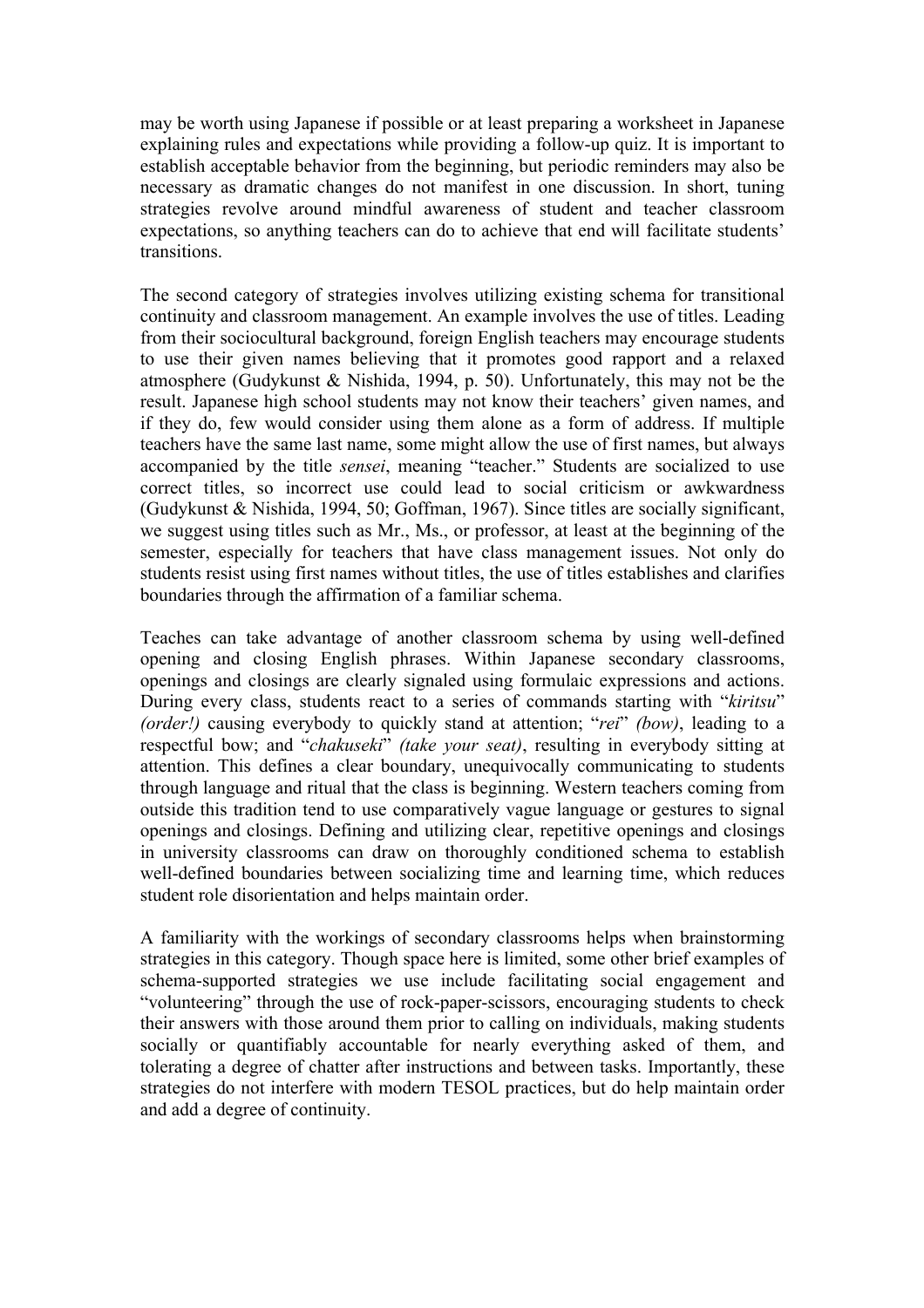may be worth using Japanese if possible or at least preparing a worksheet in Japanese explaining rules and expectations while providing a follow-up quiz. It is important to establish acceptable behavior from the beginning, but periodic reminders may also be necessary as dramatic changes do not manifest in one discussion. In short, tuning strategies revolve around mindful awareness of student and teacher classroom expectations, so anything teachers can do to achieve that end will facilitate students' transitions.

The second category of strategies involves utilizing existing schema for transitional continuity and classroom management. An example involves the use of titles. Leading from their sociocultural background, foreign English teachers may encourage students to use their given names believing that it promotes good rapport and a relaxed atmosphere (Gudykunst & Nishida, 1994, p. 50). Unfortunately, this may not be the result. Japanese high school students may not know their teachers' given names, and if they do, few would consider using them alone as a form of address. If multiple teachers have the same last name, some might allow the use of first names, but always accompanied by the title *sensei*, meaning "teacher." Students are socialized to use correct titles, so incorrect use could lead to social criticism or awkwardness (Gudykunst & Nishida, 1994, 50; Goffman, 1967). Since titles are socially significant, we suggest using titles such as Mr., Ms., or professor, at least at the beginning of the semester, especially for teachers that have class management issues. Not only do students resist using first names without titles, the use of titles establishes and clarifies boundaries through the affirmation of a familiar schema.

Teaches can take advantage of another classroom schema by using well-defined opening and closing English phrases. Within Japanese secondary classrooms, openings and closings are clearly signaled using formulaic expressions and actions. During every class, students react to a series of commands starting with "*kiritsu*" *(order!)* causing everybody to quickly stand at attention; "*rei*" *(bow)*, leading to a respectful bow; and "*chakuseki*" *(take your seat)*, resulting in everybody sitting at attention. This defines a clear boundary, unequivocally communicating to students through language and ritual that the class is beginning. Western teachers coming from outside this tradition tend to use comparatively vague language or gestures to signal openings and closings. Defining and utilizing clear, repetitive openings and closings in university classrooms can draw on thoroughly conditioned schema to establish well-defined boundaries between socializing time and learning time, which reduces student role disorientation and helps maintain order.

A familiarity with the workings of secondary classrooms helps when brainstorming strategies in this category. Though space here is limited, some other brief examples of schema-supported strategies we use include facilitating social engagement and "volunteering" through the use of rock-paper-scissors, encouraging students to check their answers with those around them prior to calling on individuals, making students socially or quantifiably accountable for nearly everything asked of them, and tolerating a degree of chatter after instructions and between tasks. Importantly, these strategies do not interfere with modern TESOL practices, but do help maintain order and add a degree of continuity.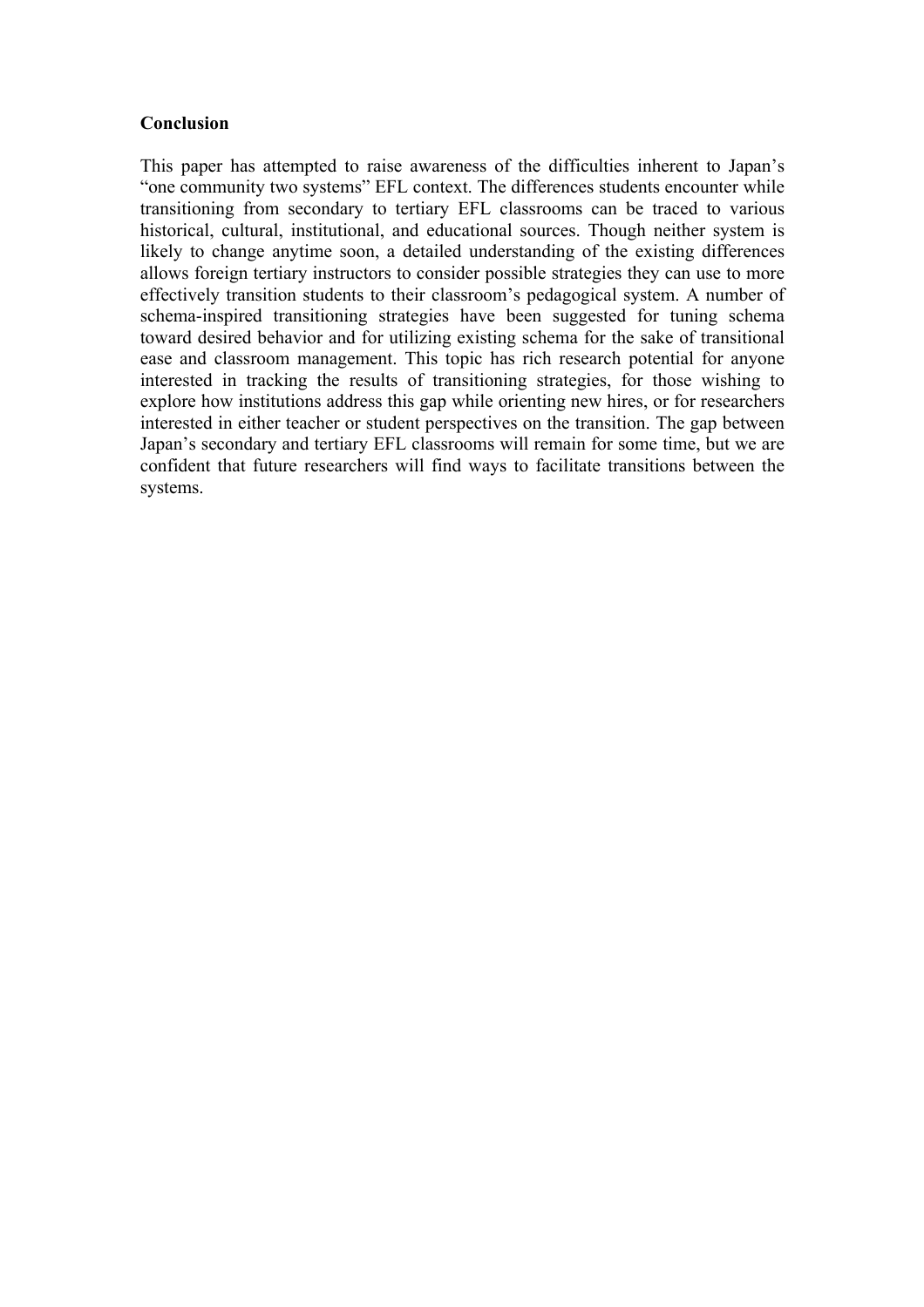## Conclusion

This paper has attempted to raise awareness of the difficulties inherent to Japan's "one community two systems" EFL context. The differences students encounter while transitioning from secondary to tertiary EFL classrooms can be traced to various historical, cultural, institutional, and educational sources. Though neither system is likely to change anytime soon, a detailed understanding of the existing differences allows foreign tertiary instructors to consider possible strategies they can use to more effectively transition students to their classroom's pedagogical system. A number of schema-inspired transitioning strategies have been suggested for tuning schema toward desired behavior and for utilizing existing schema for the sake of transitional ease and classroom management. This topic has rich research potential for anyone interested in tracking the results of transitioning strategies, for those wishing to explore how institutions address this gap while orienting new hires, or for researchers interested in either teacher or student perspectives on the transition. The gap between Japan's secondary and tertiary EFL classrooms will remain for some time, but we are confident that future researchers will find ways to facilitate transitions between the systems.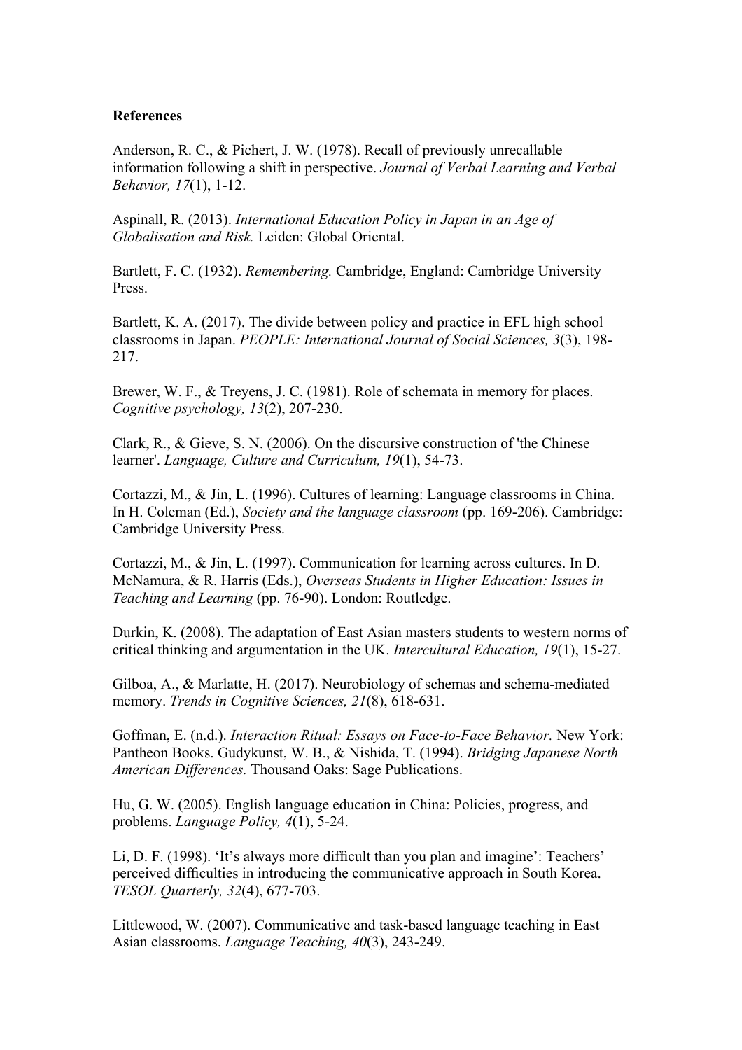**References**

Anderson, R. C., & Pichert, J. W. (1978). Recall of previously unrecallable information following a shift in perspective. *Journal of Verbal Learning and Verbal Behavior, 17*(1), 1-12.

Aspinall, R. (2013). *International Education Policy in Japan in an Age of Globalisation and Risk.* Leiden: Global Oriental.

Bartlett, F. C. (1932). *Remembering.* Cambridge, England: Cambridge University Press.

Bartlett, K. A. (2017). The divide between policy and practice in EFL high school classrooms in Japan. *PEOPLE: International Journal of Social Sciences, 3*(3), 198-217.

Brewer, W. F., & Treyens, J. C. (1981). Role of schemata in memory for places. *Cognitive psychology, 13*(2), 207-230.

Clark, R., & Gieve, S. N. (2006). On the discursive construction of 'the Chinese learner'. *Language, Culture and Curriculum, 19*(1), 54-73.

Cortazzi, M., & Jin, L. (1996). Cultures of learning: Language classrooms in China. In H. Coleman (Ed.), *Society and the language classroom* (pp. 169-206). Cambridge: Cambridge University Press.

Cortazzi, M., & Jin, L. (1997). Communication for learning across cultures. In D. McNamura, & R. Harris (Eds.), *Overseas Students in Higher Education: Issues in Teaching and Learning* (pp. 76-90). London: Routledge.

Durkin, K. (2008). The adaptation of East Asian masters students to western norms of critical thinking and argumentation in the UK. *Intercultural Education, 19*(1), 15-27.

Gilboa, A., & Marlatte, H. (2017). Neurobiology of schemas and schema-mediated memory. *Trends in Cognitive Sciences, 21*(8), 618-631.

Goffman, E. (n.d.). *Interaction Ritual: Essays on Face-to-Face Behavior.* New York: Pantheon Books. Gudykunst, W. B., & Nishida, T. (1994). *Bridging Japanese North American Differences.* Thousand Oaks: Sage Publications.

Hu, G. W. (2005). English language education in China: Policies, progress, and problems. *Language Policy, 4*(1), 5-24.

Li, D. F. (1998). 'It's always more difficult than you plan and imagine': Teachers' perceived difficulties in introducing the communicative approach in South Korea. *TESOL Quarterly, 32*(4), 677-703.

Littlewood, W. (2007). Communicative and task-based language teaching in East Asian classrooms. *Language Teaching, 40*(3), 243-249.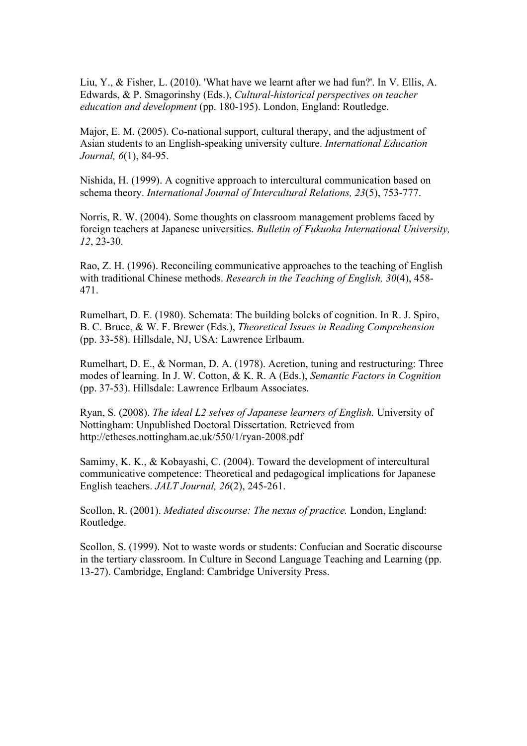Liu, Y., & Fisher, L. (2010). 'What have we learnt after we had fun?'. In V. Ellis, A. Edwards, & P. Smagorinshy (Eds.), *Cultural-historical perspectives on teacher education and development* (pp. 180-195). London, England: Routledge.

Major, E. M. (2005). Co-national support, cultural therapy, and the adjustment of Asian students to an English-speaking university culture. *International Education Journal, 6*(1), 84-95.

Nishida, H. (1999). A cognitive approach to intercultural communication based on schema theory. *International Journal of Intercultural Relations, 23*(5), 753-777.

Norris, R. W. (2004). Some thoughts on classroom management problems faced by foreign teachers at Japanese universities. *Bulletin of Fukuoka International University, 12*, 23-30.

Rao, Z. H. (1996). Reconciling communicative approaches to the teaching of English with traditional Chinese methods. *Research in the Teaching of English, 30*(4), 458-471.

Rumelhart, D. E. (1980). Schemata: The building bolcks of cognition. In R. J. Spiro, B. C. Bruce, & W. F. Brewer (Eds.), *Theoretical Issues in Reading Comprehension* (pp. 33-58). Hillsdale, NJ, USA: Lawrence Erlbaum.

Rumelhart, D. E., & Norman, D. A. (1978). Acretion, tuning and restructuring: Three modes of learning. In J. W. Cotton, & K. R. A (Eds.), *Semantic Factors in Cognition* (pp. 37-53). Hillsdale: Lawrence Erlbaum Associates.

Ryan, S. (2008). *The ideal L2 selves of Japanese learners of English.* University of Nottingham: Unpublished Doctoral Dissertation. Retrieved from http://etheses.nottingham.ac.uk/550/1/ryan-2008.pdf

Samimy, K. K., & Kobayashi, C. (2004). Toward the development of intercultural communicative competence: Theoretical and pedagogical implications for Japanese English teachers. *JALT Journal, 26*(2), 245-261.

Scollon, R. (2001). *Mediated discourse: The nexus of practice.* London, England: Routledge.

Scollon, S. (1999). Not to waste words or students: Confucian and Socratic discourse in the tertiary classroom. In Culture in Second Language Teaching and Learning (pp. 13-27). Cambridge, England: Cambridge University Press.